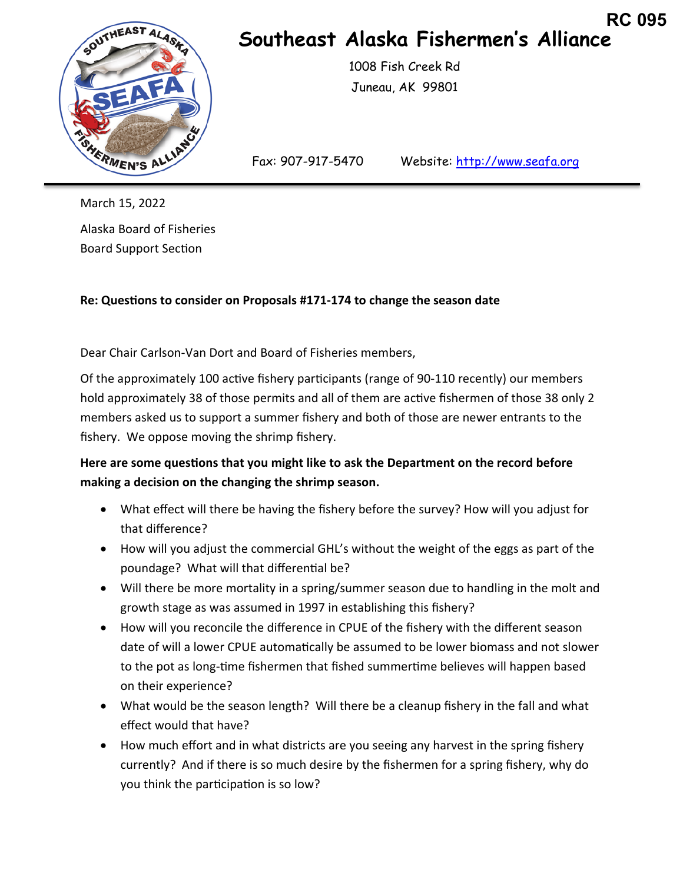RC 095

# Southeast Alaska Fishermen's Alliance

1008 Fish Creek Rd
Juneau, AK 99801

Fax: 907-917-5470 Website: http://www.seafa.org

March 15, 2022

Alaska Board of Fisheries
Board Support Section

**Re: Questions to consider on Proposals #171-174 to change the season date**

Dear Chair Carlson-Van Dort and Board of Fisheries members,

Of the approximately 100 active fishery participants (range of 90-110 recently) our members hold approximately 38 of those permits and all of them are active fishermen of those 38 only 2 members asked us to support a summer fishery and both of those are newer entrants to the fishery. We oppose moving the shrimp fishery.

**Here are some questions that you might like to ask the Department on the record before making a decision on the changing the shrimp season.**

- What effect will there be having the fishery before the survey? How will you adjust for that difference?
- How will you adjust the commercial GHL's without the weight of the eggs as part of the poundage? What will that differential be?
- Will there be more mortality in a spring/summer season due to handling in the molt and growth stage as was assumed in 1997 in establishing this fishery?
- How will you reconcile the difference in CPUE of the fishery with the different season date of will a lower CPUE automatically be assumed to be lower biomass and not slower to the pot as long-time fishermen that fished summertime believes will happen based on their experience?
- What would be the season length? Will there be a cleanup fishery in the fall and what effect would that have?
- How much effort and in what districts are you seeing any harvest in the spring fishery currently? And if there is so much desire by the fishermen for a spring fishery, why do you think the participation is so low?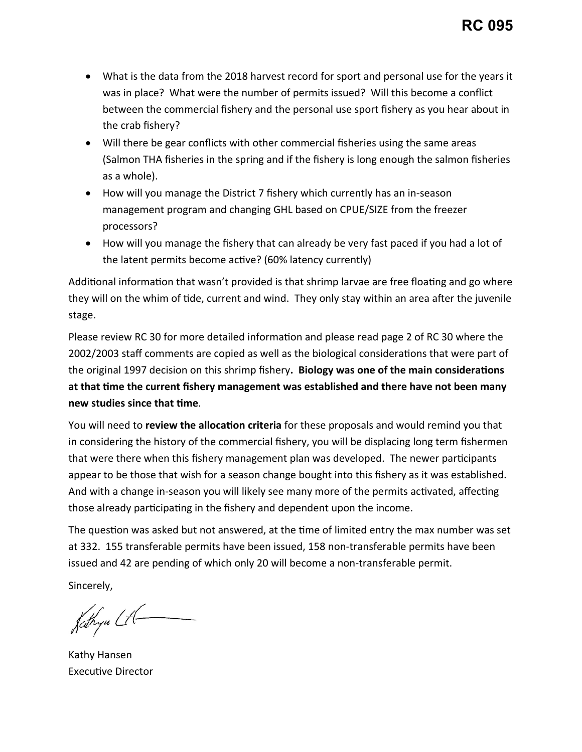- What is the data from the 2018 harvest record for sport and personal use for the years it was in place? What were the number of permits issued? Will this become a conflict between the commercial fishery and the personal use sport fishery as you hear about in the crab fishery?
- Will there be gear conflicts with other commercial fisheries using the same areas (Salmon THA fisheries in the spring and if the fishery is long enough the salmon fisheries as a whole).
- How will you manage the District 7 fishery which currently has an in-season management program and changing GHL based on CPUE/SIZE from the freezer processors?
- How will you manage the fishery that can already be very fast paced if you had a lot of the latent permits become active? (60% latency currently)

Additional information that wasn't provided is that shrimp larvae are free floating and go where they will on the whim of tide, current and wind. They only stay within an area after the juvenile stage.

Please review RC 30 for more detailed information and please read page 2 of RC 30 where the 2002/2003 staff comments are copied as well as the biological considerations that were part of the original 1997 decision on this shrimp fishery**. Biology was one of the main considerations at that time the current fishery management was established and there have not been many new studies since that time**.

You will need to **review the allocation criteria** for these proposals and would remind you that in considering the history of the commercial fishery, you will be displacing long term fishermen that were there when this fishery management plan was developed. The newer participants appear to be those that wish for a season change bought into this fishery as it was established. And with a change in-season you will likely see many more of the permits activated, affecting those already participating in the fishery and dependent upon the income.

The question was asked but not answered, at the time of limited entry the max number was set at 332. 155 transferable permits have been issued, 158 non-transferable permits have been issued and 42 are pending of which only 20 will become a non-transferable permit.

Sincerely,

Kathy Hansen
Executive Director